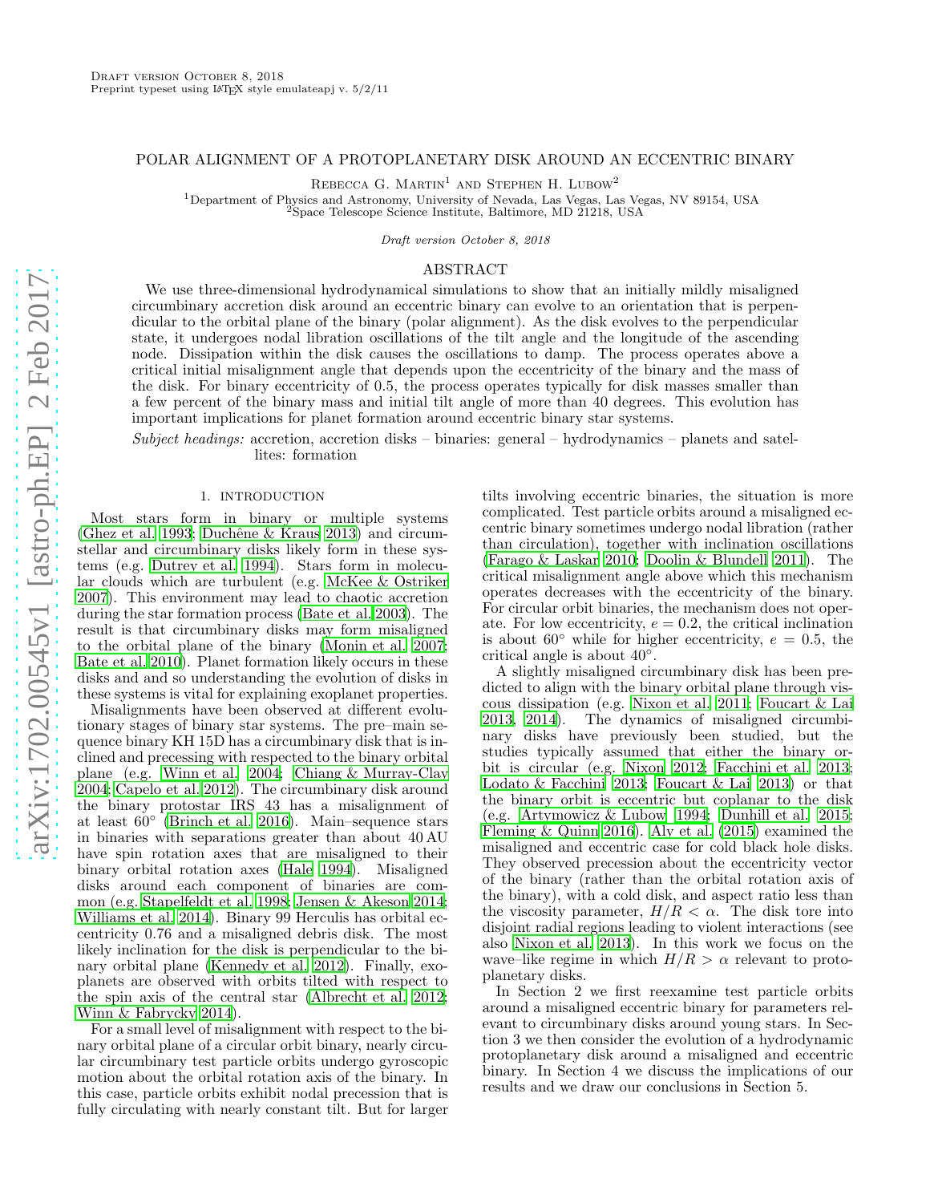# POLAR ALIGNMENT OF A PROTOPLANETARY DISK AROUND AN ECCENTRIC BINARY

Rebecca G. Martin[1] and Stephen H. Lubow[2]

[1]Department of Physics and Astronomy, University of Nevada, Las Vegas, Las Vegas, NV 89154, USA
[2]Space Telescope Science Institute, Baltimore, MD 21218, USA

*Draft version October 8, 2018*

## ABSTRACT

We use three-dimensional hydrodynamical simulations to show that an initially mildly misaligned circumbinary accretion disk around an eccentric binary can evolve to an orientation that is perpendicular to the orbital plane of the binary (polar alignment). As the disk evolves to the perpendicular state, it undergoes nodal libration oscillations of the tilt angle and the longitude of the ascending node. Dissipation within the disk causes the oscillations to damp. The process operates above a critical initial misalignment angle that depends upon the eccentricity of the binary and the mass of the disk. For binary eccentricity of 0.5, the process operates typically for disk masses smaller than a few percent of the binary mass and initial tilt angle of more than 40 degrees. This evolution has important implications for planet formation around eccentric binary star systems.

*Subject headings:* accretion, accretion disks – binaries: general – hydrodynamics – planets and satellites: formation

## 1. INTRODUCTION

Most stars form in binary or multiple systems (Ghez et al. 1993; Duchêne & Kraus 2013) and circumstellar and circumbinary disks likely form in these systems (e.g. Dutrey et al. 1994). Stars form in molecular clouds which are turbulent (e.g. McKee & Ostriker 2007). This environment may lead to chaotic accretion during the star formation process (Bate et al. 2003). The result is that circumbinary disks may form misaligned to the orbital plane of the binary (Monin et al. 2007; Bate et al. 2010). Planet formation likely occurs in these disks and and so understanding the evolution of disks in these systems is vital for explaining exoplanet properties.

Misalignments have been observed at different evolutionary stages of binary star systems. The pre–main sequence binary KH 15D has a circumbinary disk that is inclined and precessing with respected to the binary orbital plane (e.g. Winn et al. 2004; Chiang & Murray-Clay 2004; Capelo et al. 2012). The circumbinary disk around the binary protostar IRS 43 has a misalignment of at least 60° (Brinch et al. 2016). Main–sequence stars in binaries with separations greater than about 40 AU have spin rotation axes that are misaligned to their binary orbital rotation axes (Hale 1994). Misaligned disks around each component of binaries are common (e.g. Stapelfeldt et al. 1998; Jensen & Akeson 2014; Williams et al. 2014). Binary 99 Herculis has orbital eccentricity 0.76 and a misaligned debris disk. The most likely inclination for the disk is perpendicular to the binary orbital plane (Kennedy et al. 2012). Finally, exoplanets are observed with orbits tilted with respect to the spin axis of the central star (Albrecht et al. 2012; Winn & Fabrycky 2014).

For a small level of misalignment with respect to the binary orbital plane of a circular orbit binary, nearly circular circumbinary test particle orbits undergo gyroscopic motion about the orbital rotation axis of the binary. In this case, particle orbits exhibit nodal precession that is fully circulating with nearly constant tilt. But for larger tilts involving eccentric binaries, the situation is more complicated. Test particle orbits around a misaligned eccentric binary sometimes undergo nodal libration (rather than circulation), together with inclination oscillations (Farago & Laskar 2010; Doolin & Blundell 2011). The critical misalignment angle above which this mechanism operates decreases with the eccentricity of the binary. For circular orbit binaries, the mechanism does not operate. For low eccentricity, $e = 0.2$, the critical inclination is about 60° while for higher eccentricity, $e = 0.5$, the critical angle is about 40°.

A slightly misaligned circumbinary disk has been predicted to align with the binary orbital plane through viscous dissipation (e.g. Nixon et al. 2011; Foucart & Lai 2013, 2014). The dynamics of misaligned circumbinary disks have previously been studied, but the studies typically assumed that either the binary orbit is circular (e.g. Nixon 2012; Facchini et al. 2013; Lodato & Facchini 2013; Foucart & Lai 2013) or that the binary orbit is eccentric but coplanar to the disk (e.g. Artymowicz & Lubow 1994; Dunhill et al. 2015; Fleming & Quinn 2016). Aly et al. (2015) examined the misaligned and eccentric case for cold black hole disks. They observed precession about the eccentricity vector of the binary (rather than the orbital rotation axis of the binary), with a cold disk, and aspect ratio less than the viscosity parameter, $H/R < \alpha$. The disk tore into disjoint radial regions leading to violent interactions (see also Nixon et al. 2013). In this work we focus on the wave–like regime in which $H/R > \alpha$ relevant to protoplanetary disks.

In Section 2 we first reexamine test particle orbits around a misaligned eccentric binary for parameters relevant to circumbinary disks around young stars. In Section 3 we then consider the evolution of a hydrodynamic protoplanetary disk around a misaligned and eccentric binary. In Section 4 we discuss the implications of our results and we draw our conclusions in Section 5.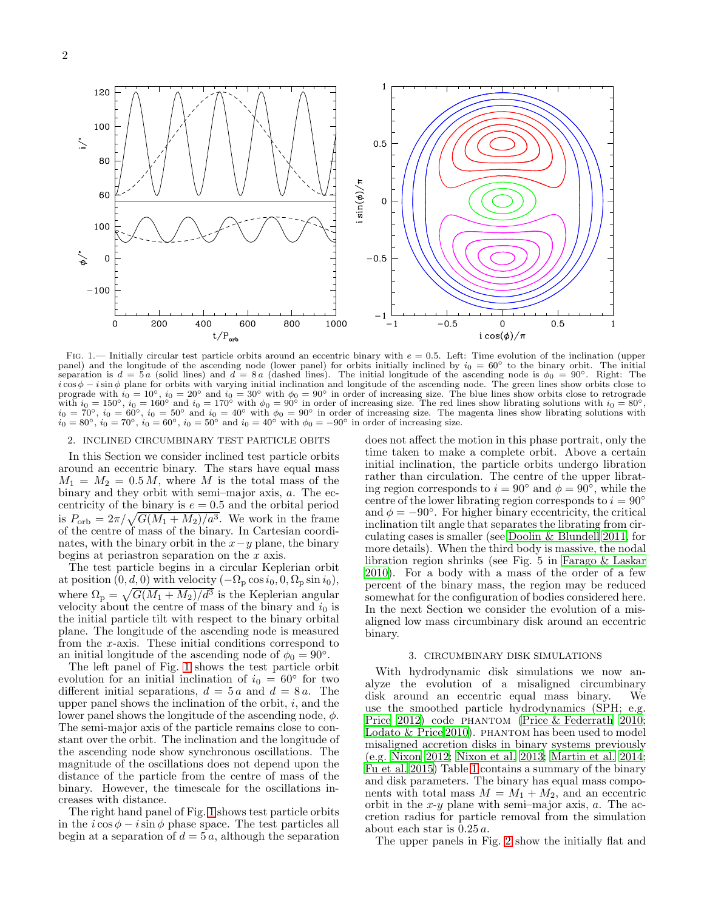Fig. 1.— Initially circular test particle orbits around an eccentric binary with $e = 0.5$. Left: Time evolution of the inclination (upper panel) and the longitude of the ascending node (lower panel) for orbits initially inclined by $i_0 = 60°$ to the binary orbit. The initial separation is $d = 5\,a$ (solid lines) and $d = 8\,a$ (dashed lines). The initial longitude of the ascending node is $\phi_0 = 90°$. Right: The $i\cos\phi - i\sin\phi$ plane for orbits with varying initial inclination and longitude of the ascending node. The green lines show orbits close to prograde with $i_0 = 10°$, $i_0 = 20°$ and $i_0 = 30°$ with $\phi_0 = 90°$ in order of increasing size. The blue lines show orbits close to retrograde with $i_0 = 150°$, $i_0 = 160°$ and $i_0 = 170°$ with $\phi_0 = 90°$ in order of increasing size. The red lines show librating solutions with $i_0 = 80°$, $i_0 = 70°$, $i_0 = 60°$, $i_0 = 50°$ and $i_0 = 40°$ with $\phi_0 = 90°$ in order of increasing size. The magenta lines show librating solutions with $i_0 = 80°$, $i_0 = 70°$, $i_0 = 60°$, $i_0 = 50°$ and $i_0 = 40°$ with $\phi_0 = -90°$ in order of increasing size.

## 2. INCLINED CIRCUMBINARY TEST PARTICLE OBITS

In this Section we consider inclined test particle orbits around an eccentric binary. The stars have equal mass $M_1 = M_2 = 0.5\,M$, where $M$ is the total mass of the binary and they orbit with semi–major axis, $a$. The eccentricity of the binary is $e = 0.5$ and the orbital period is $P_{\rm orb} = 2\pi/\sqrt{G(M_1+M_2)/a^3}$. We work in the frame of the centre of mass of the binary. In Cartesian coordinates, with the binary orbit in the $x-y$ plane, the binary begins at periastron separation on the $x$ axis.

The test particle begins in a circular Keplerian orbit at position $(0, d, 0)$ with velocity $(-\Omega_{\rm p}\cos i_0, 0, \Omega_{\rm p}\sin i_0)$, where $\Omega_{\rm p} = \sqrt{G(M_1+M_2)/d^3}$ is the Keplerian angular velocity about the centre of mass of the binary and $i_0$ is the initial particle tilt with respect to the binary orbital plane. The longitude of the ascending node is measured from the $x$-axis. These initial conditions correspond to an initial longitude of the ascending node of $\phi_0 = 90°$.

The left panel of Fig. 1 shows the test particle orbit evolution for an initial inclination of $i_0 = 60°$ for two different initial separations, $d = 5\,a$ and $d = 8\,a$. The upper panel shows the inclination of the orbit, $i$, and the lower panel shows the longitude of the ascending node, $\phi$. The semi-major axis of the particle remains close to constant over the orbit. The inclination and the longitude of the ascending node show synchronous oscillations. The magnitude of the oscillations does not depend upon the distance of the particle from the centre of mass of the binary. However, the timescale for the oscillations increases with distance.

The right hand panel of Fig. 1 shows test particle orbits in the $i\cos\phi - i\sin\phi$ phase space. The test particles all begin at a separation of $d = 5\,a$, although the separation does not affect the motion in this phase portrait, only the time taken to make a complete orbit. Above a certain initial inclination, the particle orbits undergo libration rather than circulation. The centre of the upper librating region corresponds to $i = 90°$ and $\phi = 90°$, while the centre of the lower librating region corresponds to $i = 90°$ and $\phi = -90°$. For higher binary eccentricity, the critical inclination tilt angle that separates the librating from circulating cases is smaller (see Doolin & Blundell 2011, for more details). When the third body is massive, the nodal libration region shrinks (see Fig. 5 in Farago & Laskar 2010). For a body with a mass of the order of a few percent of the binary mass, the region may be reduced somewhat for the configuration of bodies considered here. In the next Section we consider the evolution of a misaligned low mass circumbinary disk around an eccentric binary.

## 3. CIRCUMBINARY DISK SIMULATIONS

With hydrodynamic disk simulations we now analyze the evolution of a misaligned circumbinary disk around an eccentric equal mass binary. We use the smoothed particle hydrodynamics (SPH; e.g. Price 2012) code PHANTOM (Price & Federrath 2010; Lodato & Price 2010). PHANTOM has been used to model misaligned accretion disks in binary systems previously (e.g. Nixon 2012; Nixon et al. 2013; Martin et al. 2014; Fu et al. 2015) Table 1 contains a summary of the binary and disk parameters. The binary has equal mass components with total mass $M = M_1 + M_2$, and an eccentric orbit in the $x$-$y$ plane with semi–major axis, $a$. The accretion radius for particle removal from the simulation about each star is $0.25\,a$.

The upper panels in Fig. 2 show the initially flat and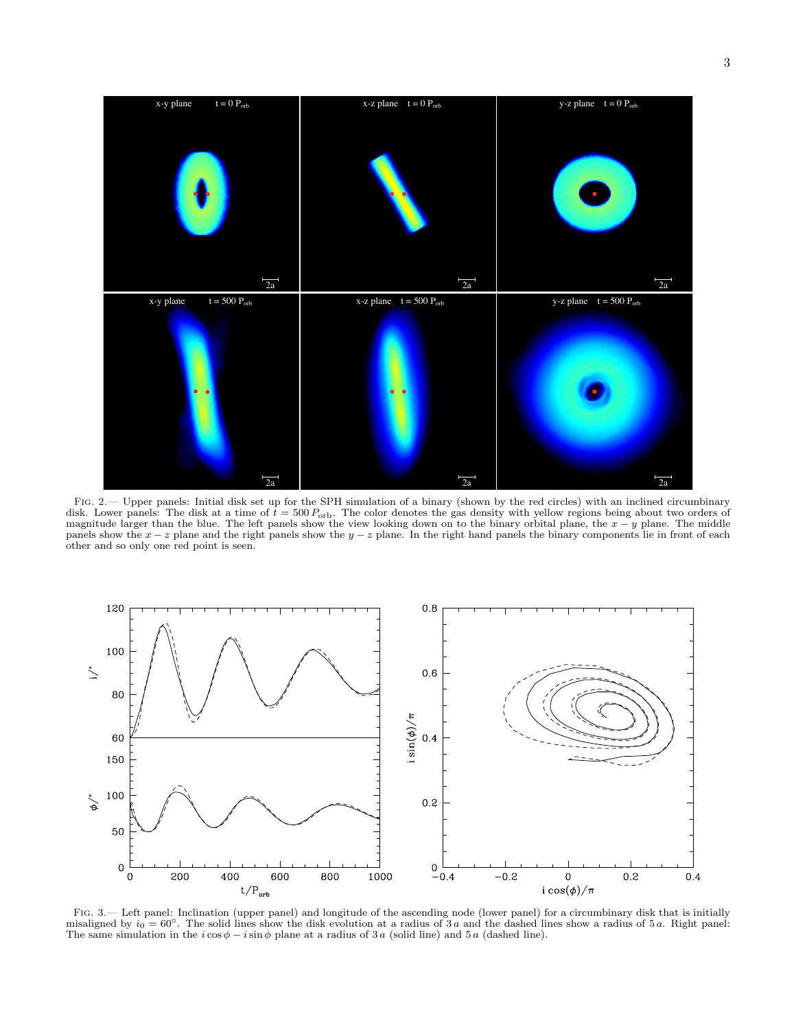FIG. 2.— Upper panels: Initial disk set up for the SPH simulation of a binary (shown by the red circles) with an inclined circumbinary disk. Lower panels: The disk at a time of $t = 500\,P_{\rm orb}$. The color denotes the gas density with yellow regions being about two orders of magnitude larger than the blue. The left panels show the view looking down on to the binary orbital plane, the $x-y$ plane. The middle panels show the $x-z$ plane and the right panels show the $y-z$ plane. In the right hand panels the binary components lie in front of each other and so only one red point is seen.

FIG. 3.— Left panel: Inclination (upper panel) and longitude of the ascending node (lower panel) for a circumbinary disk that is initially misaligned by $i_0 = 60°$. The solid lines show the disk evolution at a radius of $3\,a$ and the dashed lines show a radius of $5\,a$. Right panel: The same simulation in the $i\cos\phi - i\sin\phi$ plane at a radius of $3\,a$ (solid line) and $5\,a$ (dashed line).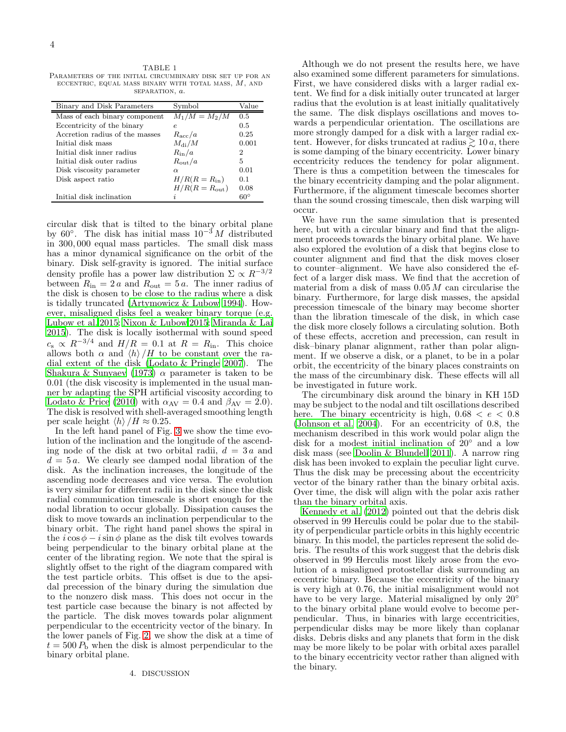TABLE 1
PARAMETERS OF THE INITIAL CIRCUMBINARY DISK SET UP FOR AN ECCENTRIC, EQUAL MASS BINARY WITH TOTAL MASS, $M$, AND SEPARATION, $a$.

| Binary and Disk Parameters | Symbol | Value |
|---|---|---|
| Mass of each binary component | $M_1/M = M_2/M$ | 0.5 |
| Eccentricity of the binary | $e$ | 0.5 |
| Accretion radius of the masses | $R_{\rm acc}/a$ | 0.25 |
| Initial disk mass | $M_{\rm di}/M$ | 0.001 |
| Initial disk inner radius | $R_{\rm in}/a$ | 2 |
| Initial disk outer radius | $R_{\rm out}/a$ | 5 |
| Disk viscosity parameter | $\alpha$ | 0.01 |
| Disk aspect ratio | $H/R(R = R_{\rm in})$ | 0.1 |
| | $H/R(R = R_{\rm out})$ | 0.08 |
| Initial disk inclination | $i$ | $60^\circ$ |

circular disk that is tilted to the binary orbital plane by $60^\circ$. The disk has initial mass $10^{-3}\,M$ distributed in 300,000 equal mass particles. The small disk mass has a minor dynamical significance on the orbit of the binary. Disk self-gravity is ignored. The initial surface density profile has a power law distribution $\Sigma \propto R^{-3/2}$ between $R_{\rm in} = 2\,a$ and $R_{\rm out} = 5\,a$. The inner radius of the disk is chosen to be close to the radius where a disk is tidally truncated (Artymowicz & Lubow 1994). However, misaligned disks feel a weaker binary torque (e.g. Lubow et al. 2015; Nixon & Lubow 2015; Miranda & Lai 2015). The disk is locally isothermal with sound speed $c_{\rm s} \propto R^{-3/4}$ and $H/R = 0.1$ at $R = R_{\rm in}$. This choice allows both $\alpha$ and $\langle h \rangle /H$ to be constant over the radial extent of the disk (Lodato & Pringle 2007). The Shakura & Sunyaev (1973) $\alpha$ parameter is taken to be 0.01 (the disk viscosity is implemented in the usual manner by adapting the SPH artificial viscosity according to Lodato & Price (2010) with $\alpha_{\rm AV} = 0.4$ and $\beta_{\rm AV} = 2.0$). The disk is resolved with shell-averaged smoothing length per scale height $\langle h \rangle /H \approx 0.25$.

In the left hand panel of Fig. 3 we show the time evolution of the inclination and the longitude of the ascending node of the disk at two orbital radii, $d = 3\,a$ and $d = 5\,a$. We clearly see damped nodal libration of the disk. As the inclination increases, the longitude of the ascending node decreases and vice versa. The evolution is very similar for different radii in the disk since the disk radial communication timescale is short enough for the nodal libration to occur globally. Dissipation causes the disk to move towards an inclination perpendicular to the binary orbit. The right hand panel shows the spiral in the $i\cos\phi - i\sin\phi$ plane as the disk tilt evolves towards being perpendicular to the binary orbital plane at the center of the librating region. We note that the spiral is slightly offset to the right of the diagram compared with the test particle orbits. This offset is due to the apsidal precession of the binary during the simulation due to the nonzero disk mass. This does not occur in the test particle case because the binary is not affected by the particle. The disk moves towards polar alignment perpendicular to the eccentricity vector of the binary. In the lower panels of Fig. 2, we show the disk at a time of $t = 500\,P_{\rm b}$ when the disk is almost perpendicular to the binary orbital plane.

## 4. DISCUSSION

Although we do not present the results here, we have also examined some different parameters for simulations. First, we have considered disks with a larger radial extent. We find for a disk initially outer truncated at larger radius that the evolution is at least initially qualitatively the same. The disk displays oscillations and moves towards a perpendicular orientation. The oscillations are more strongly damped for a disk with a larger radial extent. However, for disks truncated at radius $\gtrsim 10\,a$, there is some damping of the binary eccentricity. Lower binary eccentricity reduces the tendency for polar alignment. There is thus a competition between the timescales for the binary eccentricity damping and the polar alignment. Furthermore, if the alignment timescale becomes shorter than the sound crossing timescale, then disk warping will occur.

We have run the same simulation that is presented here, but with a circular binary and find that the alignment proceeds towards the binary orbital plane. We have also explored the evolution of a disk that begins close to counter alignment and find that the disk moves closer to counter–alignment. We have also considered the effect of a larger disk mass. We find that the accretion of material from a disk of mass $0.05\,M$ can circularise the binary. Furthermore, for large disk masses, the apsidal precession timescale of the binary may become shorter than the libration timescale of the disk, in which case the disk more closely follows a circulating solution. Both of these effects, accretion and precession, can result in disk–binary planar alignment, rather than polar alignment. If we observe a disk, or a planet, to be in a polar orbit, the eccentricity of the binary places constraints on the mass of the circumbinary disk. These effects will all be investigated in future work.

The circumbinary disk around the binary in KH 15D may be subject to the nodal and tilt oscillations described here. The binary eccentricity is high, $0.68 < e < 0.8$ (Johnson et al. 2004). For an eccentricity of 0.8, the mechanism described in this work would polar align the disk for a modest initial inclination of $20^\circ$ and a low disk mass (see Doolin & Blundell 2011). A narrow ring disk has been invoked to explain the peculiar light curve. Thus the disk may be precessing about the eccentricity vector of the binary rather than the binary orbital axis. Over time, the disk will align with the polar axis rather than the binary orbital axis.

Kennedy et al. (2012) pointed out that the debris disk observed in 99 Herculis could be polar due to the stability of perpendicular particle orbits in this highly eccentric binary. In this model, the particles represent the solid debris. The results of this work suggest that the debris disk observed in 99 Herculis most likely arose from the evolution of a misaligned protostellar disk surrounding an eccentric binary. Because the eccentricity of the binary is very high at 0.76, the initial misalignment would not have to be very large. Material misaligned by only $20^\circ$ to the binary orbital plane would evolve to become perpendicular. Thus, in binaries with large eccentricities, perpendicular disks may be more likely than coplanar disks. Debris disks and any planets that form in the disk may be more likely to be polar with orbital axes parallel to the binary eccentricity vector rather than aligned with the binary.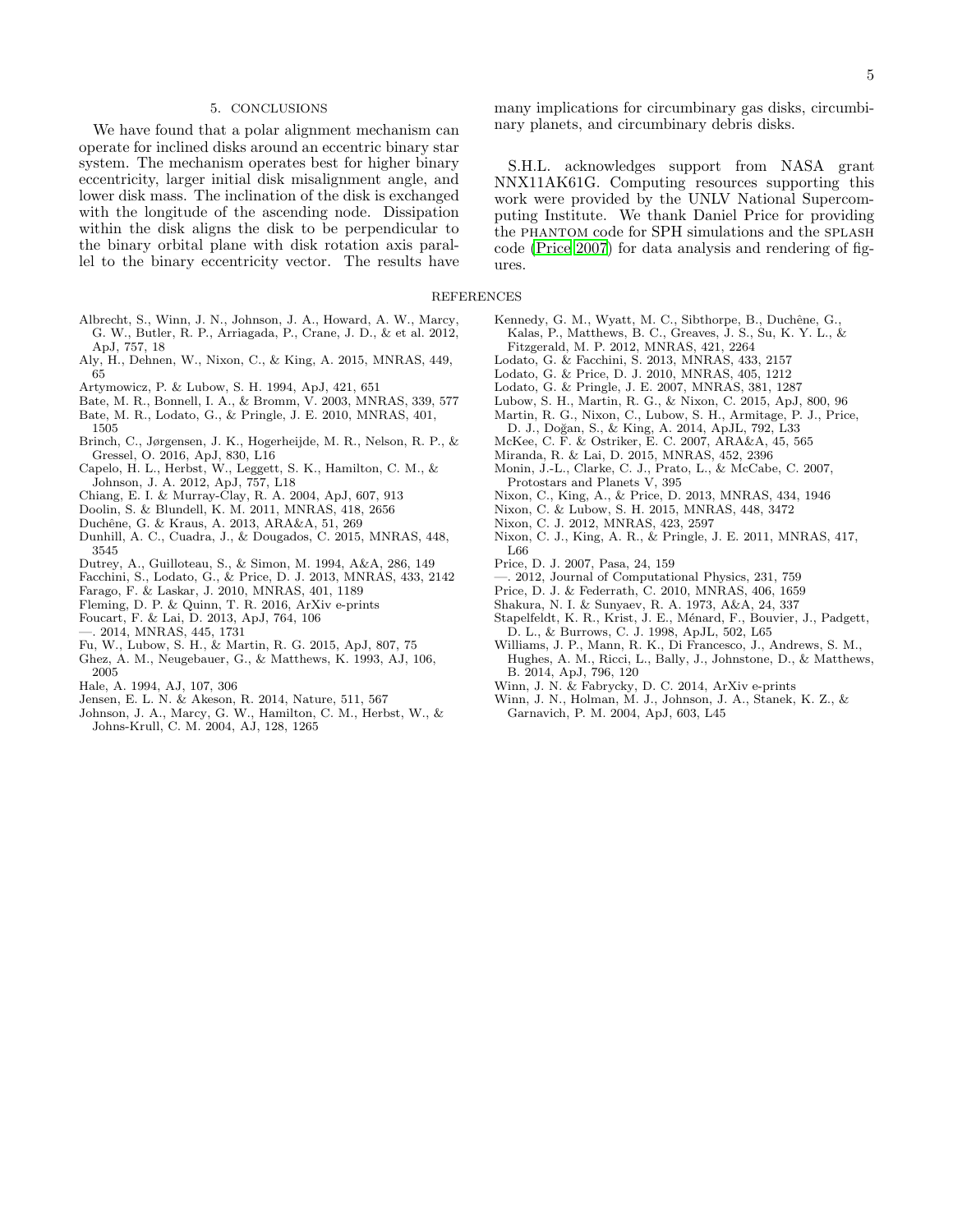## 5. CONCLUSIONS

We have found that a polar alignment mechanism can operate for inclined disks around an eccentric binary star system. The mechanism operates best for higher binary eccentricity, larger initial disk misalignment angle, and lower disk mass. The inclination of the disk is exchanged with the longitude of the ascending node. Dissipation within the disk aligns the disk to be perpendicular to the binary orbital plane with disk rotation axis parallel to the binary eccentricity vector. The results have many implications for circumbinary gas disks, circumbinary planets, and circumbinary debris disks.

S.H.L. acknowledges support from NASA grant NNX11AK61G. Computing resources supporting this work were provided by the UNLV National Supercomputing Institute. We thank Daniel Price for providing the PHANTOM code for SPH simulations and the SPLASH code (Price 2007) for data analysis and rendering of figures.

## REFERENCES

- Albrecht, S., Winn, J. N., Johnson, J. A., Howard, A. W., Marcy, G. W., Butler, R. P., Arriagada, P., Crane, J. D., & et al. 2012, ApJ, 757, 18
- Aly, H., Dehnen, W., Nixon, C., & King, A. 2015, MNRAS, 449, 65
- Artymowicz, P. & Lubow, S. H. 1994, ApJ, 421, 651
- Bate, M. R., Bonnell, I. A., & Bromm, V. 2003, MNRAS, 339, 577
- Bate, M. R., Lodato, G., & Pringle, J. E. 2010, MNRAS, 401, 1505
- Brinch, C., Jørgensen, J. K., Hogerheijde, M. R., Nelson, R. P., & Gressel, O. 2016, ApJ, 830, L16
- Capelo, H. L., Herbst, W., Leggett, S. K., Hamilton, C. M., & Johnson, J. A. 2012, ApJ, 757, L18
- Chiang, E. I. & Murray-Clay, R. A. 2004, ApJ, 607, 913
- Doolin, S. & Blundell, K. M. 2011, MNRAS, 418, 2656
- Duchêne, G. & Kraus, A. 2013, ARA&A, 51, 269
- Dunhill, A. C., Cuadra, J., & Dougados, C. 2015, MNRAS, 448, 3545
- Dutrey, A., Guilloteau, S., & Simon, M. 1994, A&A, 286, 149
- Facchini, S., Lodato, G., & Price, D. J. 2013, MNRAS, 433, 2142
- Farago, F. & Laskar, J. 2010, MNRAS, 401, 1189
- Fleming, D. P. & Quinn, T. R. 2016, ArXiv e-prints
- Foucart, F. & Lai, D. 2013, ApJ, 764, 106
- —. 2014, MNRAS, 445, 1731
- Fu, W., Lubow, S. H., & Martin, R. G. 2015, ApJ, 807, 75
- Ghez, A. M., Neugebauer, G., & Matthews, K. 1993, AJ, 106, 2005
- Hale, A. 1994, AJ, 107, 306
- Jensen, E. L. N. & Akeson, R. 2014, Nature, 511, 567
- Johnson, J. A., Marcy, G. W., Hamilton, C. M., Herbst, W., & Johns-Krull, C. M. 2004, AJ, 128, 1265
- Kennedy, G. M., Wyatt, M. C., Sibthorpe, B., Duchêne, G., Kalas, P., Matthews, B. C., Greaves, J. S., Su, K. Y. L., & Fitzgerald, M. P. 2012, MNRAS, 421, 2264
- Lodato, G. & Facchini, S. 2013, MNRAS, 433, 2157
- Lodato, G. & Price, D. J. 2010, MNRAS, 405, 1212
- Lodato, G. & Pringle, J. E. 2007, MNRAS, 381, 1287
- Lubow, S. H., Martin, R. G., & Nixon, C. 2015, ApJ, 800, 96
- Martin, R. G., Nixon, C., Lubow, S. H., Armitage, P. J., Price, D. J., Doğan, S., & King, A. 2014, ApJL, 792, L33
- McKee, C. F. & Ostriker, E. C. 2007, ARA&A, 45, 565
- Miranda, R. & Lai, D. 2015, MNRAS, 452, 2396
- Monin, J.-L., Clarke, C. J., Prato, L., & McCabe, C. 2007, Protostars and Planets V, 395
- Nixon, C., King, A., & Price, D. 2013, MNRAS, 434, 1946
- Nixon, C. & Lubow, S. H. 2015, MNRAS, 448, 3472
- Nixon, C. J. 2012, MNRAS, 423, 2597
- Nixon, C. J., King, A. R., & Pringle, J. E. 2011, MNRAS, 417, L66
- Price, D. J. 2007, Pasa, 24, 159
- —. 2012, Journal of Computational Physics, 231, 759
- Price, D. J. & Federrath, C. 2010, MNRAS, 406, 1659
- Shakura, N. I. & Sunyaev, R. A. 1973, A&A, 24, 337
- Stapelfeldt, K. R., Krist, J. E., Ménard, F., Bouvier, J., Padgett, D. L., & Burrows, C. J. 1998, ApJL, 502, L65
- Williams, J. P., Mann, R. K., Di Francesco, J., Andrews, S. M., Hughes, A. M., Ricci, L., Bally, J., Johnstone, D., & Matthews, B. 2014, ApJ, 796, 120
- Winn, J. N. & Fabrycky, D. C. 2014, ArXiv e-prints
- Winn, J. N., Holman, M. J., Johnson, J. A., Stanek, K. Z., & Garnavich, P. M. 2004, ApJ, 603, L45